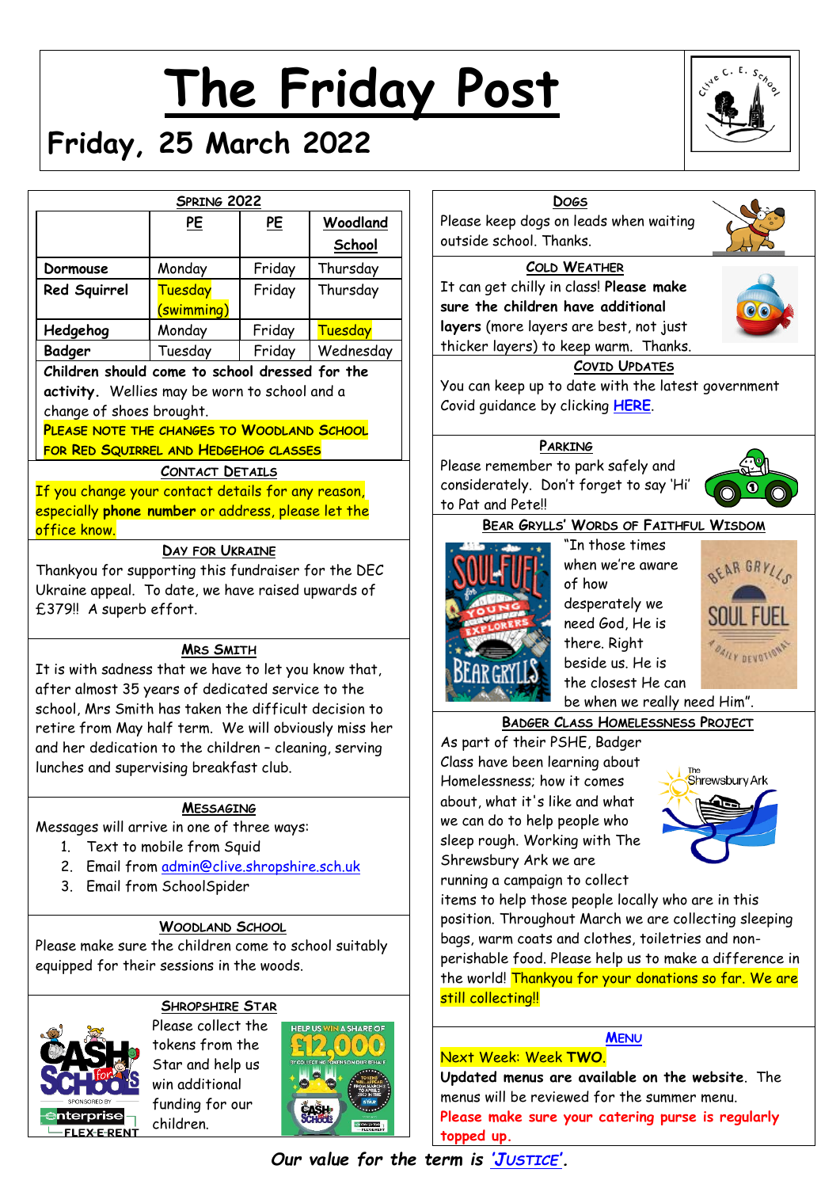# The Friday Post

## Friday, 25 March 2022

### Spring 2022

| | PE | PE | Woodland School |
|---|---|---|---|
| Dormouse | Monday | Friday | Thursday |
| Red Squirrel | Tuesday (swimming) | Friday | Thursday |
| Hedgehog | Monday | Friday | Tuesday |
| Badger | Tuesday | Friday | Wednesday |

**Children should come to school dressed for the activity.** Wellies may be worn to school and a change of shoes brought.

PLEASE NOTE THE CHANGES TO WOODLAND SCHOOL FOR RED SQUIRREL AND HEDGEHOG CLASSES

### Contact Details

If you change your contact details for any reason, especially **phone number** or address, please let the office know.

### Day for Ukraine

Thankyou for supporting this fundraiser for the DEC Ukraine appeal. To date, we have raised upwards of £379!! A superb effort.

### Mrs Smith

It is with sadness that we have to let you know that, after almost 35 years of dedicated service to the school, Mrs Smith has taken the difficult decision to retire from May half term. We will obviously miss her and her dedication to the children – cleaning, serving lunches and supervising breakfast club.

### Messaging

Messages will arrive in one of three ways:

1. Text to mobile from Squid
2. Email from admin@clive.shropshire.sch.uk
3. Email from SchoolSpider

### Woodland School

Please make sure the children come to school suitably equipped for their sessions in the woods.

### Shropshire Star

Please collect the tokens from the Star and help us win additional funding for our children.

### Dogs

Please keep dogs on leads when waiting outside school. Thanks.

### Cold Weather

It can get chilly in class! **Please make sure the children have additional layers** (more layers are best, not just thicker layers) to keep warm. Thanks.

### Covid Updates

You can keep up to date with the latest government Covid guidance by clicking HERE.

### Parking

Please remember to park safely and considerately. Don't forget to say 'Hi' to Pat and Pete!!

### Bear Grylls' Words of Faithful Wisdom

"In those times when we're aware of how desperately we need God, He is there. Right beside us. He is the closest He can be when we really need Him".

### Badger Class Homelessness Project

As part of their PSHE, Badger Class have been learning about Homelessness; how it comes about, what it's like and what we can do to help people who sleep rough. Working with The Shrewsbury Ark we are running a campaign to collect items to help those people locally who are in this position. Throughout March we are collecting sleeping bags, warm coats and clothes, toiletries and non-perishable food. Please help us to make a difference in the world! Thankyou for your donations so far. We are still collecting!!

### Menu

Next Week: Week **TWO**.

**Updated menus are available on the website**. The menus will be reviewed for the summer menu.

**Please make sure your catering purse is regularly topped up.**

***Our value for the term is 'Justice'.***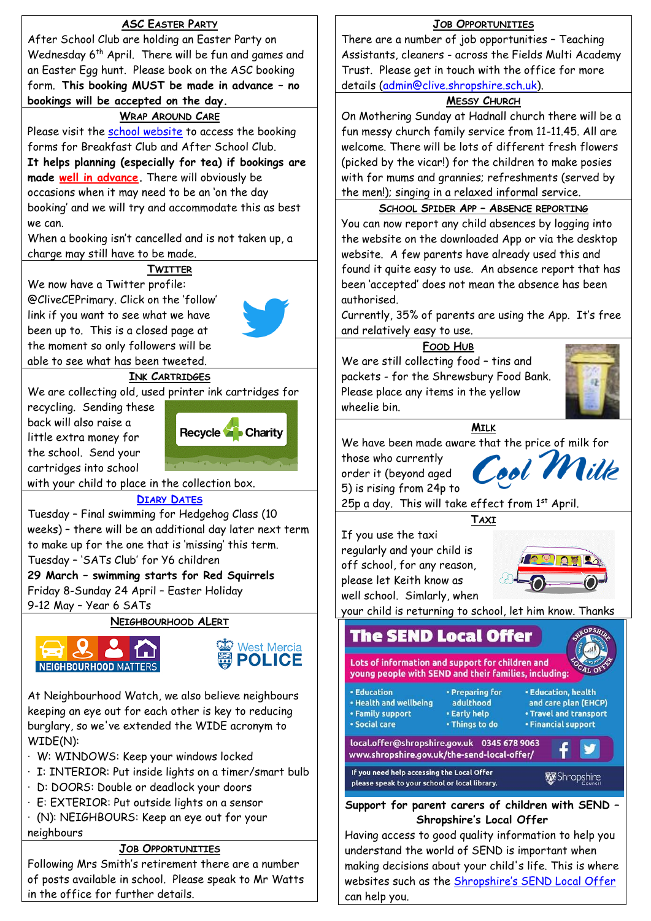## ASC Easter Party

After School Club are holding an Easter Party on Wednesday 6th April. There will be fun and games and an Easter Egg hunt. Please book on the ASC booking form. **This booking MUST be made in advance – no bookings will be accepted on the day.**

## Wrap Around Care

Please visit the school website to access the booking forms for Breakfast Club and After School Club.

**It helps planning (especially for tea) if bookings are made well in advance.** There will obviously be occasions when it may need to be an 'on the day booking' and we will try and accommodate this as best we can.

When a booking isn't cancelled and is not taken up, a charge may still have to be made.

## Twitter

We now have a Twitter profile: @CliveCEPrimary. Click on the 'follow' link if you want to see what we have been up to. This is a closed page at the moment so only followers will be able to see what has been tweeted.

## Ink Cartridges

We are collecting old, used printer ink cartridges for recycling. Sending these back will also raise a little extra money for the school. Send your cartridges into school with your child to place in the collection box.

Recycle 4 Charity

## Diary Dates

Tuesday – Final swimming for Hedgehog Class (10 weeks) – there will be an additional day later next term to make up for the one that is 'missing' this term.

Tuesday – 'SATs Club' for Y6 children

**29 March – swimming starts for Red Squirrels**

Friday 8-Sunday 24 April – Easter Holiday

9-12 May – Year 6 SATs

## Neighbourhood Alert

NEIGHBOURHOOD MATTERS

West Mercia POLICE

At Neighbourhood Watch, we also believe neighbours keeping an eye out for each other is key to reducing burglary, so we've extended the WIDE acronym to WIDE(N):

- W: WINDOWS: Keep your windows locked
- I: INTERIOR: Put inside lights on a timer/smart bulb
- D: DOORS: Double or deadlock your doors
- E: EXTERIOR: Put outside lights on a sensor
- (N): NEIGHBOURS: Keep an eye out for your neighbours

## Job Opportunities

Following Mrs Smith's retirement there are a number of posts available in school. Please speak to Mr Watts in the office for further details.

## Job Opportunities

There are a number of job opportunities – Teaching Assistants, cleaners – across the Fields Multi Academy Trust. Please get in touch with the office for more details (admin@clive.shropshire.sch.uk).

## Messy Church

On Mothering Sunday at Hadnall church there will be a fun messy church family service from 11-11.45. All are welcome. There will be lots of different fresh flowers (picked by the vicar!) for the children to make posies with for mums and grannies; refreshments (served by the men!); singing in a relaxed informal service.

## School Spider App – Absence Reporting

You can now report any child absences by logging into the website on the downloaded App or via the desktop website. A few parents have already used this and found it quite easy to use. An absence report that has been 'accepted' does not mean the absence has been authorised.

Currently, 35% of parents are using the App. It's free and relatively easy to use.

## Food Hub

We are still collecting food – tins and packets - for the Shrewsbury Food Bank. Please place any items in the yellow wheelie bin.

## Milk

We have been made aware that the price of milk for those who currently order it (beyond aged 5) is rising from 24p to 25p a day. This will take effect from 1st April.

Cool Milk

## Taxi

If you use the taxi regularly and your child is off school, for any reason, please let Keith know as well school. Simlarly, when your child is returning to school, let him know. Thanks

## The SEND Local Offer

Lots of information and support for children and young people with SEND and their families, including:

- Education
- Health and wellbeing
- Family support
- Social care
- Preparing for adulthood
- Early help
- Things to do
- Education, health and care plan (EHCP)
- Travel and transport
- Financial support

local.offer@shropshire.gov.uk 0345 678 9063
www.shropshire.gov.uk/the-send-local-offer/

If you need help accessing the Local Offer please speak to your school or local library.

Shropshire Council

**Support for parent carers of children with SEND – Shropshire's Local Offer**

Having access to good quality information to help you understand the world of SEND is important when making decisions about your child's life. This is where websites such as the Shropshire's SEND Local Offer can help you.